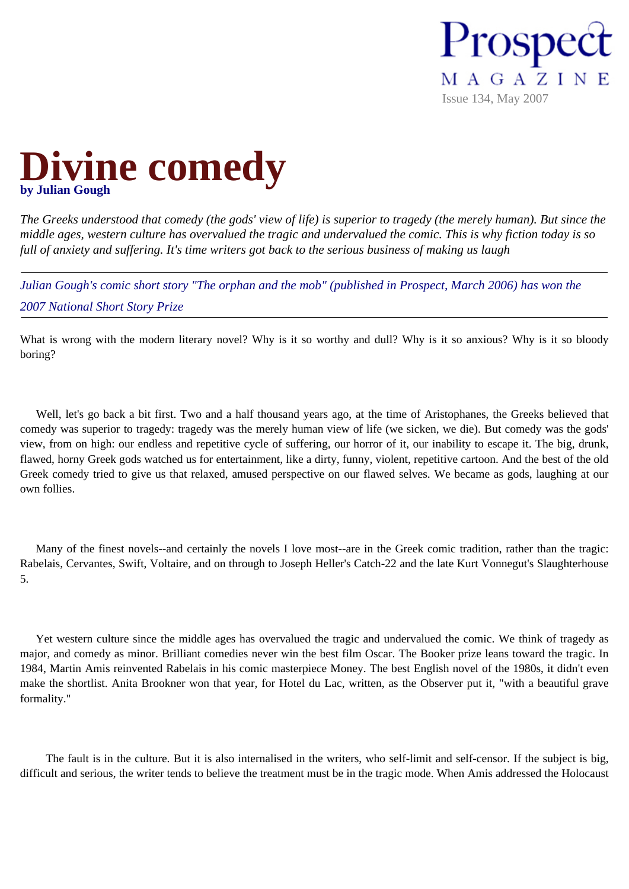# Divine comedy

**by Julian Gough**

*The Greeks understood that comedy (the gods' view of life) is superior to tragedy (the merely human). But since the middle ages, western culture has overvalued the tragic and undervalued the comic. This is why fiction today is so full of anxiety and suffering. It's time writers got back to the serious business of making us laugh*

---

*Julian Gough's comic short story "The orphan and the mob" (published in Prospect, March 2006) has won the 2007 National Short Story Prize*

---

What is wrong with the modern literary novel? Why is it so worthy and dull? Why is it so anxious? Why is it so bloody boring?

Well, let's go back a bit first. Two and a half thousand years ago, at the time of Aristophanes, the Greeks believed that comedy was superior to tragedy: tragedy was the merely human view of life (we sicken, we die). But comedy was the gods' view, from on high: our endless and repetitive cycle of suffering, our horror of it, our inability to escape it. The big, drunk, flawed, horny Greek gods watched us for entertainment, like a dirty, funny, violent, repetitive cartoon. And the best of the old Greek comedy tried to give us that relaxed, amused perspective on our flawed selves. We became as gods, laughing at our own follies.

Many of the finest novels--and certainly the novels I love most--are in the Greek comic tradition, rather than the tragic: Rabelais, Cervantes, Swift, Voltaire, and on through to Joseph Heller's Catch-22 and the late Kurt Vonnegut's Slaughterhouse 5.

Yet western culture since the middle ages has overvalued the tragic and undervalued the comic. We think of tragedy as major, and comedy as minor. Brilliant comedies never win the best film Oscar. The Booker prize leans toward the tragic. In 1984, Martin Amis reinvented Rabelais in his comic masterpiece Money. The best English novel of the 1980s, it didn't even make the shortlist. Anita Brookner won that year, for Hotel du Lac, written, as the Observer put it, "with a beautiful grave formality."

The fault is in the culture. But it is also internalised in the writers, who self-limit and self-censor. If the subject is big, difficult and serious, the writer tends to believe the treatment must be in the tragic mode. When Amis addressed the Holocaust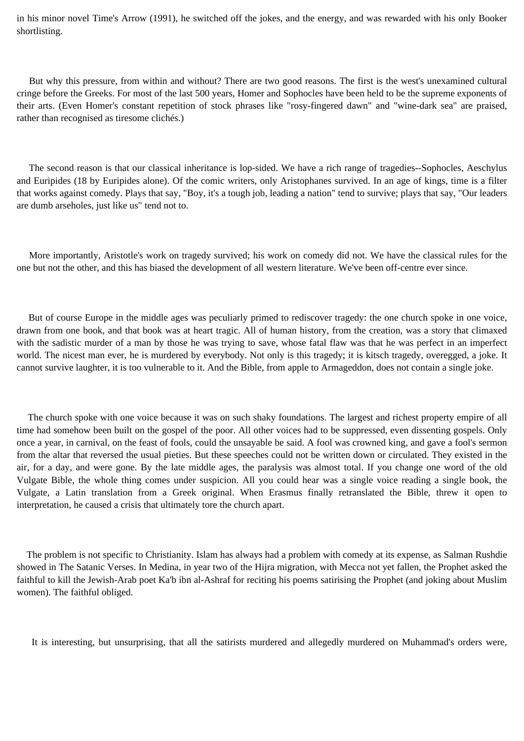in his minor novel Time's Arrow (1991), he switched off the jokes, and the energy, and was rewarded with his only Booker shortlisting.

But why this pressure, from within and without? There are two good reasons. The first is the west's unexamined cultural cringe before the Greeks. For most of the last 500 years, Homer and Sophocles have been held to be the supreme exponents of their arts. (Even Homer's constant repetition of stock phrases like "rosy-fingered dawn" and "wine-dark sea" are praised, rather than recognised as tiresome clichés.)

The second reason is that our classical inheritance is lop-sided. We have a rich range of tragedies--Sophocles, Aeschylus and Euripides (18 by Euripides alone). Of the comic writers, only Aristophanes survived. In an age of kings, time is a filter that works against comedy. Plays that say, "Boy, it's a tough job, leading a nation" tend to survive; plays that say, "Our leaders are dumb arseholes, just like us" tend not to.

More importantly, Aristotle's work on tragedy survived; his work on comedy did not. We have the classical rules for the one but not the other, and this has biased the development of all western literature. We've been off-centre ever since.

But of course Europe in the middle ages was peculiarly primed to rediscover tragedy: the one church spoke in one voice, drawn from one book, and that book was at heart tragic. All of human history, from the creation, was a story that climaxed with the sadistic murder of a man by those he was trying to save, whose fatal flaw was that he was perfect in an imperfect world. The nicest man ever, he is murdered by everybody. Not only is this tragedy; it is kitsch tragedy, overegged, a joke. It cannot survive laughter, it is too vulnerable to it. And the Bible, from apple to Armageddon, does not contain a single joke.

The church spoke with one voice because it was on such shaky foundations. The largest and richest property empire of all time had somehow been built on the gospel of the poor. All other voices had to be suppressed, even dissenting gospels. Only once a year, in carnival, on the feast of fools, could the unsayable be said. A fool was crowned king, and gave a fool's sermon from the altar that reversed the usual pieties. But these speeches could not be written down or circulated. They existed in the air, for a day, and were gone. By the late middle ages, the paralysis was almost total. If you change one word of the old Vulgate Bible, the whole thing comes under suspicion. All you could hear was a single voice reading a single book, the Vulgate, a Latin translation from a Greek original. When Erasmus finally retranslated the Bible, threw it open to interpretation, he caused a crisis that ultimately tore the church apart.

The problem is not specific to Christianity. Islam has always had a problem with comedy at its expense, as Salman Rushdie showed in The Satanic Verses. In Medina, in year two of the Hijra migration, with Mecca not yet fallen, the Prophet asked the faithful to kill the Jewish-Arab poet Ka'b ibn al-Ashraf for reciting his poems satirising the Prophet (and joking about Muslim women). The faithful obliged.

It is interesting, but unsurprising, that all the satirists murdered and allegedly murdered on Muhammad's orders were,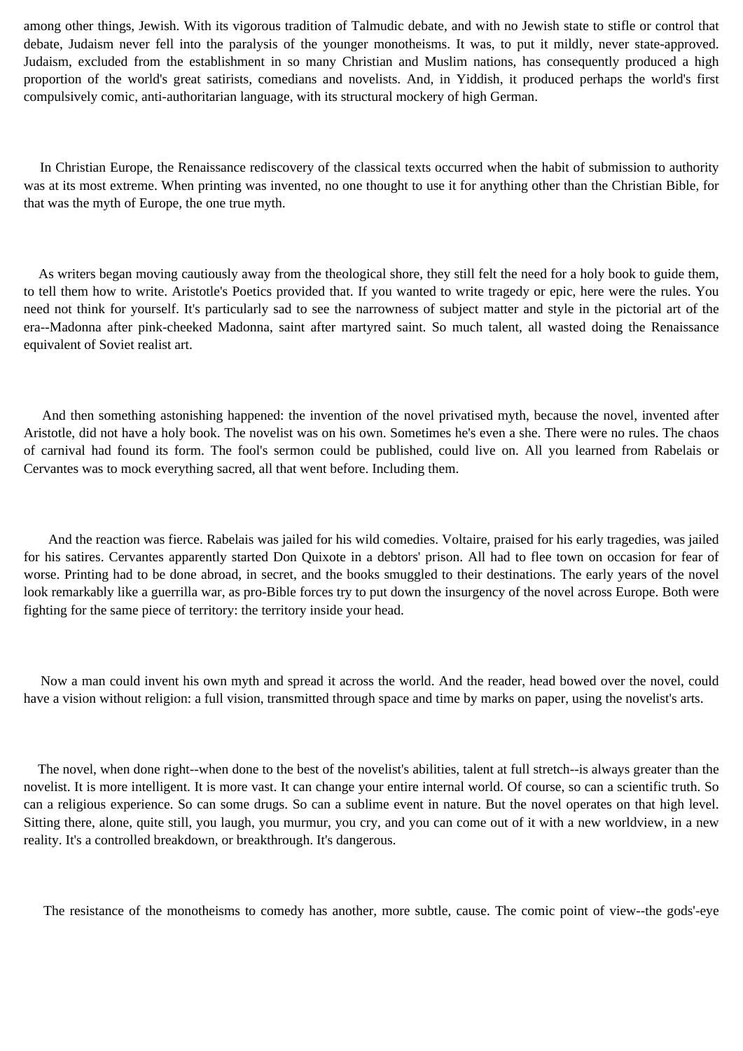among other things, Jewish. With its vigorous tradition of Talmudic debate, and with no Jewish state to stifle or control that debate, Judaism never fell into the paralysis of the younger monotheisms. It was, to put it mildly, never state-approved. Judaism, excluded from the establishment in so many Christian and Muslim nations, has consequently produced a high proportion of the world's great satirists, comedians and novelists. And, in Yiddish, it produced perhaps the world's first compulsively comic, anti-authoritarian language, with its structural mockery of high German.

In Christian Europe, the Renaissance rediscovery of the classical texts occurred when the habit of submission to authority was at its most extreme. When printing was invented, no one thought to use it for anything other than the Christian Bible, for that was the myth of Europe, the one true myth.

As writers began moving cautiously away from the theological shore, they still felt the need for a holy book to guide them, to tell them how to write. Aristotle's Poetics provided that. If you wanted to write tragedy or epic, here were the rules. You need not think for yourself. It's particularly sad to see the narrowness of subject matter and style in the pictorial art of the era--Madonna after pink-cheeked Madonna, saint after martyred saint. So much talent, all wasted doing the Renaissance equivalent of Soviet realist art.

And then something astonishing happened: the invention of the novel privatised myth, because the novel, invented after Aristotle, did not have a holy book. The novelist was on his own. Sometimes he's even a she. There were no rules. The chaos of carnival had found its form. The fool's sermon could be published, could live on. All you learned from Rabelais or Cervantes was to mock everything sacred, all that went before. Including them.

And the reaction was fierce. Rabelais was jailed for his wild comedies. Voltaire, praised for his early tragedies, was jailed for his satires. Cervantes apparently started Don Quixote in a debtors' prison. All had to flee town on occasion for fear of worse. Printing had to be done abroad, in secret, and the books smuggled to their destinations. The early years of the novel look remarkably like a guerrilla war, as pro-Bible forces try to put down the insurgency of the novel across Europe. Both were fighting for the same piece of territory: the territory inside your head.

Now a man could invent his own myth and spread it across the world. And the reader, head bowed over the novel, could have a vision without religion: a full vision, transmitted through space and time by marks on paper, using the novelist's arts.

The novel, when done right--when done to the best of the novelist's abilities, talent at full stretch--is always greater than the novelist. It is more intelligent. It is more vast. It can change your entire internal world. Of course, so can a scientific truth. So can a religious experience. So can some drugs. So can a sublime event in nature. But the novel operates on that high level. Sitting there, alone, quite still, you laugh, you murmur, you cry, and you can come out of it with a new worldview, in a new reality. It's a controlled breakdown, or breakthrough. It's dangerous.

The resistance of the monotheisms to comedy has another, more subtle, cause. The comic point of view--the gods'-eye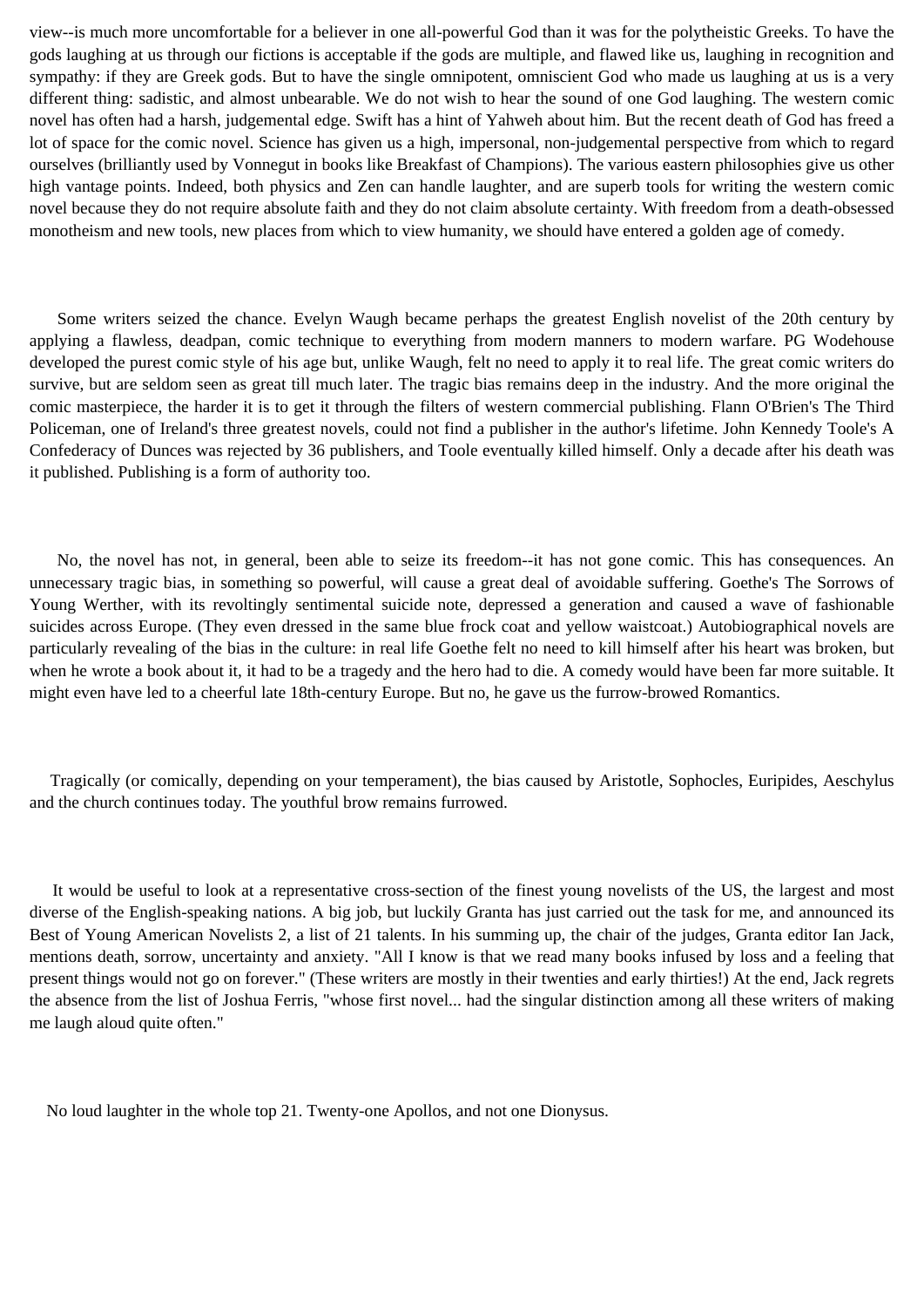view--is much more uncomfortable for a believer in one all-powerful God than it was for the polytheistic Greeks. To have the gods laughing at us through our fictions is acceptable if the gods are multiple, and flawed like us, laughing in recognition and sympathy: if they are Greek gods. But to have the single omnipotent, omniscient God who made us laughing at us is a very different thing: sadistic, and almost unbearable. We do not wish to hear the sound of one God laughing. The western comic novel has often had a harsh, judgemental edge. Swift has a hint of Yahweh about him. But the recent death of God has freed a lot of space for the comic novel. Science has given us a high, impersonal, non-judgemental perspective from which to regard ourselves (brilliantly used by Vonnegut in books like Breakfast of Champions). The various eastern philosophies give us other high vantage points. Indeed, both physics and Zen can handle laughter, and are superb tools for writing the western comic novel because they do not require absolute faith and they do not claim absolute certainty. With freedom from a death-obsessed monotheism and new tools, new places from which to view humanity, we should have entered a golden age of comedy.

Some writers seized the chance. Evelyn Waugh became perhaps the greatest English novelist of the 20th century by applying a flawless, deadpan, comic technique to everything from modern manners to modern warfare. PG Wodehouse developed the purest comic style of his age but, unlike Waugh, felt no need to apply it to real life. The great comic writers do survive, but are seldom seen as great till much later. The tragic bias remains deep in the industry. And the more original the comic masterpiece, the harder it is to get it through the filters of western commercial publishing. Flann O'Brien's The Third Policeman, one of Ireland's three greatest novels, could not find a publisher in the author's lifetime. John Kennedy Toole's A Confederacy of Dunces was rejected by 36 publishers, and Toole eventually killed himself. Only a decade after his death was it published. Publishing is a form of authority too.

No, the novel has not, in general, been able to seize its freedom--it has not gone comic. This has consequences. An unnecessary tragic bias, in something so powerful, will cause a great deal of avoidable suffering. Goethe's The Sorrows of Young Werther, with its revoltingly sentimental suicide note, depressed a generation and caused a wave of fashionable suicides across Europe. (They even dressed in the same blue frock coat and yellow waistcoat.) Autobiographical novels are particularly revealing of the bias in the culture: in real life Goethe felt no need to kill himself after his heart was broken, but when he wrote a book about it, it had to be a tragedy and the hero had to die. A comedy would have been far more suitable. It might even have led to a cheerful late 18th-century Europe. But no, he gave us the furrow-browed Romantics.

Tragically (or comically, depending on your temperament), the bias caused by Aristotle, Sophocles, Euripides, Aeschylus and the church continues today. The youthful brow remains furrowed.

It would be useful to look at a representative cross-section of the finest young novelists of the US, the largest and most diverse of the English-speaking nations. A big job, but luckily Granta has just carried out the task for me, and announced its Best of Young American Novelists 2, a list of 21 talents. In his summing up, the chair of the judges, Granta editor Ian Jack, mentions death, sorrow, uncertainty and anxiety. "All I know is that we read many books infused by loss and a feeling that present things would not go on forever." (These writers are mostly in their twenties and early thirties!) At the end, Jack regrets the absence from the list of Joshua Ferris, "whose first novel... had the singular distinction among all these writers of making me laugh aloud quite often."

No loud laughter in the whole top 21. Twenty-one Apollos, and not one Dionysus.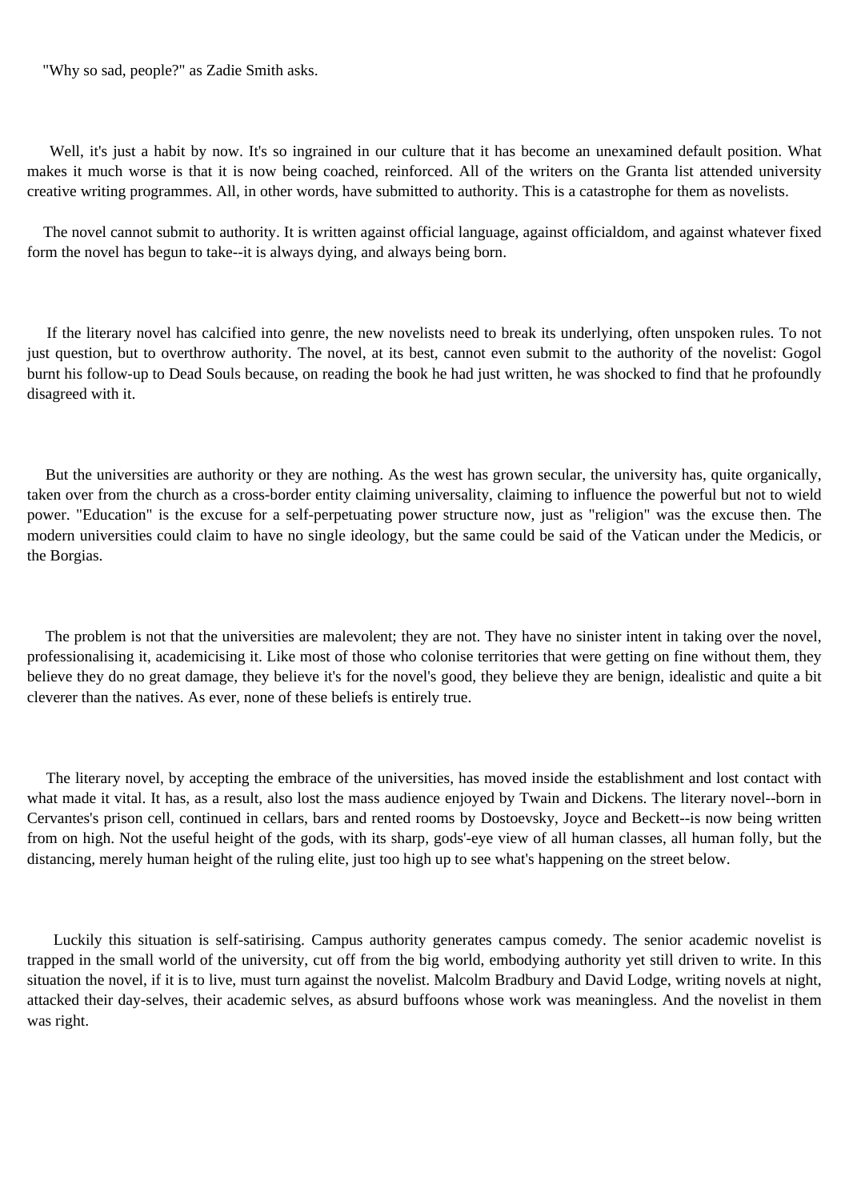"Why so sad, people?" as Zadie Smith asks.

Well, it's just a habit by now. It's so ingrained in our culture that it has become an unexamined default position. What makes it much worse is that it is now being coached, reinforced. All of the writers on the Granta list attended university creative writing programmes. All, in other words, have submitted to authority. This is a catastrophe for them as novelists.

The novel cannot submit to authority. It is written against official language, against officialdom, and against whatever fixed form the novel has begun to take--it is always dying, and always being born.

If the literary novel has calcified into genre, the new novelists need to break its underlying, often unspoken rules. To not just question, but to overthrow authority. The novel, at its best, cannot even submit to the authority of the novelist: Gogol burnt his follow-up to Dead Souls because, on reading the book he had just written, he was shocked to find that he profoundly disagreed with it.

But the universities are authority or they are nothing. As the west has grown secular, the university has, quite organically, taken over from the church as a cross-border entity claiming universality, claiming to influence the powerful but not to wield power. "Education" is the excuse for a self-perpetuating power structure now, just as "religion" was the excuse then. The modern universities could claim to have no single ideology, but the same could be said of the Vatican under the Medicis, or the Borgias.

The problem is not that the universities are malevolent; they are not. They have no sinister intent in taking over the novel, professionalising it, academicising it. Like most of those who colonise territories that were getting on fine without them, they believe they do no great damage, they believe it's for the novel's good, they believe they are benign, idealistic and quite a bit cleverer than the natives. As ever, none of these beliefs is entirely true.

The literary novel, by accepting the embrace of the universities, has moved inside the establishment and lost contact with what made it vital. It has, as a result, also lost the mass audience enjoyed by Twain and Dickens. The literary novel--born in Cervantes's prison cell, continued in cellars, bars and rented rooms by Dostoevsky, Joyce and Beckett--is now being written from on high. Not the useful height of the gods, with its sharp, gods'-eye view of all human classes, all human folly, but the distancing, merely human height of the ruling elite, just too high up to see what's happening on the street below.

Luckily this situation is self-satirising. Campus authority generates campus comedy. The senior academic novelist is trapped in the small world of the university, cut off from the big world, embodying authority yet still driven to write. In this situation the novel, if it is to live, must turn against the novelist. Malcolm Bradbury and David Lodge, writing novels at night, attacked their day-selves, their academic selves, as absurd buffoons whose work was meaningless. And the novelist in them was right.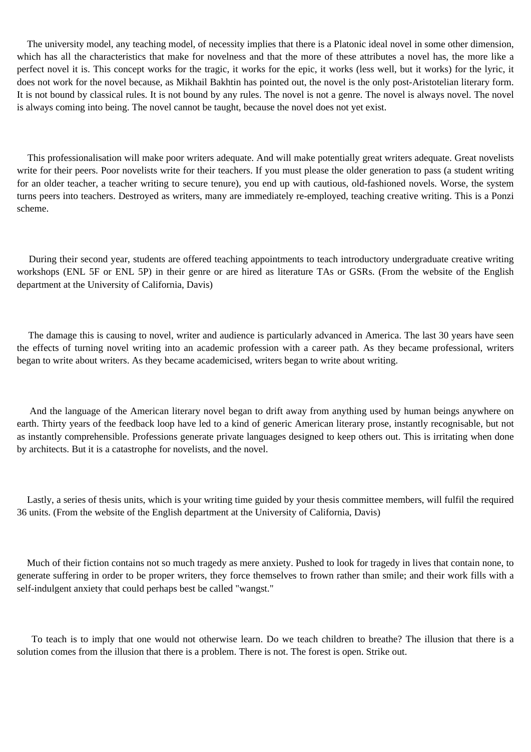The university model, any teaching model, of necessity implies that there is a Platonic ideal novel in some other dimension, which has all the characteristics that make for novelness and that the more of these attributes a novel has, the more like a perfect novel it is. This concept works for the tragic, it works for the epic, it works (less well, but it works) for the lyric, it does not work for the novel because, as Mikhail Bakhtin has pointed out, the novel is the only post-Aristotelian literary form. It is not bound by classical rules. It is not bound by any rules. The novel is not a genre. The novel is always novel. The novel is always coming into being. The novel cannot be taught, because the novel does not yet exist.

This professionalisation will make poor writers adequate. And will make potentially great writers adequate. Great novelists write for their peers. Poor novelists write for their teachers. If you must please the older generation to pass (a student writing for an older teacher, a teacher writing to secure tenure), you end up with cautious, old-fashioned novels. Worse, the system turns peers into teachers. Destroyed as writers, many are immediately re-employed, teaching creative writing. This is a Ponzi scheme.

During their second year, students are offered teaching appointments to teach introductory undergraduate creative writing workshops (ENL 5F or ENL 5P) in their genre or are hired as literature TAs or GSRs. (From the website of the English department at the University of California, Davis)

The damage this is causing to novel, writer and audience is particularly advanced in America. The last 30 years have seen the effects of turning novel writing into an academic profession with a career path. As they became professional, writers began to write about writers. As they became academicised, writers began to write about writing.

And the language of the American literary novel began to drift away from anything used by human beings anywhere on earth. Thirty years of the feedback loop have led to a kind of generic American literary prose, instantly recognisable, but not as instantly comprehensible. Professions generate private languages designed to keep others out. This is irritating when done by architects. But it is a catastrophe for novelists, and the novel.

Lastly, a series of thesis units, which is your writing time guided by your thesis committee members, will fulfil the required 36 units. (From the website of the English department at the University of California, Davis)

Much of their fiction contains not so much tragedy as mere anxiety. Pushed to look for tragedy in lives that contain none, to generate suffering in order to be proper writers, they force themselves to frown rather than smile; and their work fills with a self-indulgent anxiety that could perhaps best be called "wangst."

To teach is to imply that one would not otherwise learn. Do we teach children to breathe? The illusion that there is a solution comes from the illusion that there is a problem. There is not. The forest is open. Strike out.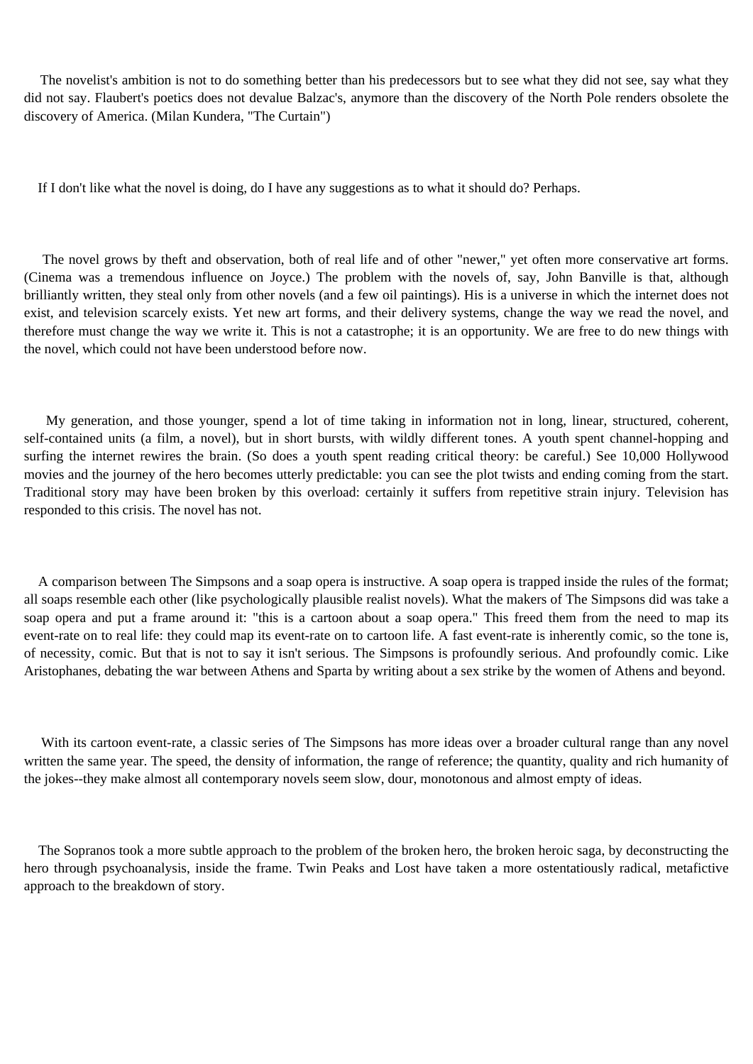The novelist's ambition is not to do something better than his predecessors but to see what they did not see, say what they did not say. Flaubert's poetics does not devalue Balzac's, anymore than the discovery of the North Pole renders obsolete the discovery of America. (Milan Kundera, "The Curtain")

If I don't like what the novel is doing, do I have any suggestions as to what it should do? Perhaps.

The novel grows by theft and observation, both of real life and of other "newer," yet often more conservative art forms. (Cinema was a tremendous influence on Joyce.) The problem with the novels of, say, John Banville is that, although brilliantly written, they steal only from other novels (and a few oil paintings). His is a universe in which the internet does not exist, and television scarcely exists. Yet new art forms, and their delivery systems, change the way we read the novel, and therefore must change the way we write it. This is not a catastrophe; it is an opportunity. We are free to do new things with the novel, which could not have been understood before now.

My generation, and those younger, spend a lot of time taking in information not in long, linear, structured, coherent, self-contained units (a film, a novel), but in short bursts, with wildly different tones. A youth spent channel-hopping and surfing the internet rewires the brain. (So does a youth spent reading critical theory: be careful.) See 10,000 Hollywood movies and the journey of the hero becomes utterly predictable: you can see the plot twists and ending coming from the start. Traditional story may have been broken by this overload: certainly it suffers from repetitive strain injury. Television has responded to this crisis. The novel has not.

A comparison between The Simpsons and a soap opera is instructive. A soap opera is trapped inside the rules of the format; all soaps resemble each other (like psychologically plausible realist novels). What the makers of The Simpsons did was take a soap opera and put a frame around it: "this is a cartoon about a soap opera." This freed them from the need to map its event-rate on to real life: they could map its event-rate on to cartoon life. A fast event-rate is inherently comic, so the tone is, of necessity, comic. But that is not to say it isn't serious. The Simpsons is profoundly serious. And profoundly comic. Like Aristophanes, debating the war between Athens and Sparta by writing about a sex strike by the women of Athens and beyond.

With its cartoon event-rate, a classic series of The Simpsons has more ideas over a broader cultural range than any novel written the same year. The speed, the density of information, the range of reference; the quantity, quality and rich humanity of the jokes--they make almost all contemporary novels seem slow, dour, monotonous and almost empty of ideas.

The Sopranos took a more subtle approach to the problem of the broken hero, the broken heroic saga, by deconstructing the hero through psychoanalysis, inside the frame. Twin Peaks and Lost have taken a more ostentatiously radical, metafictive approach to the breakdown of story.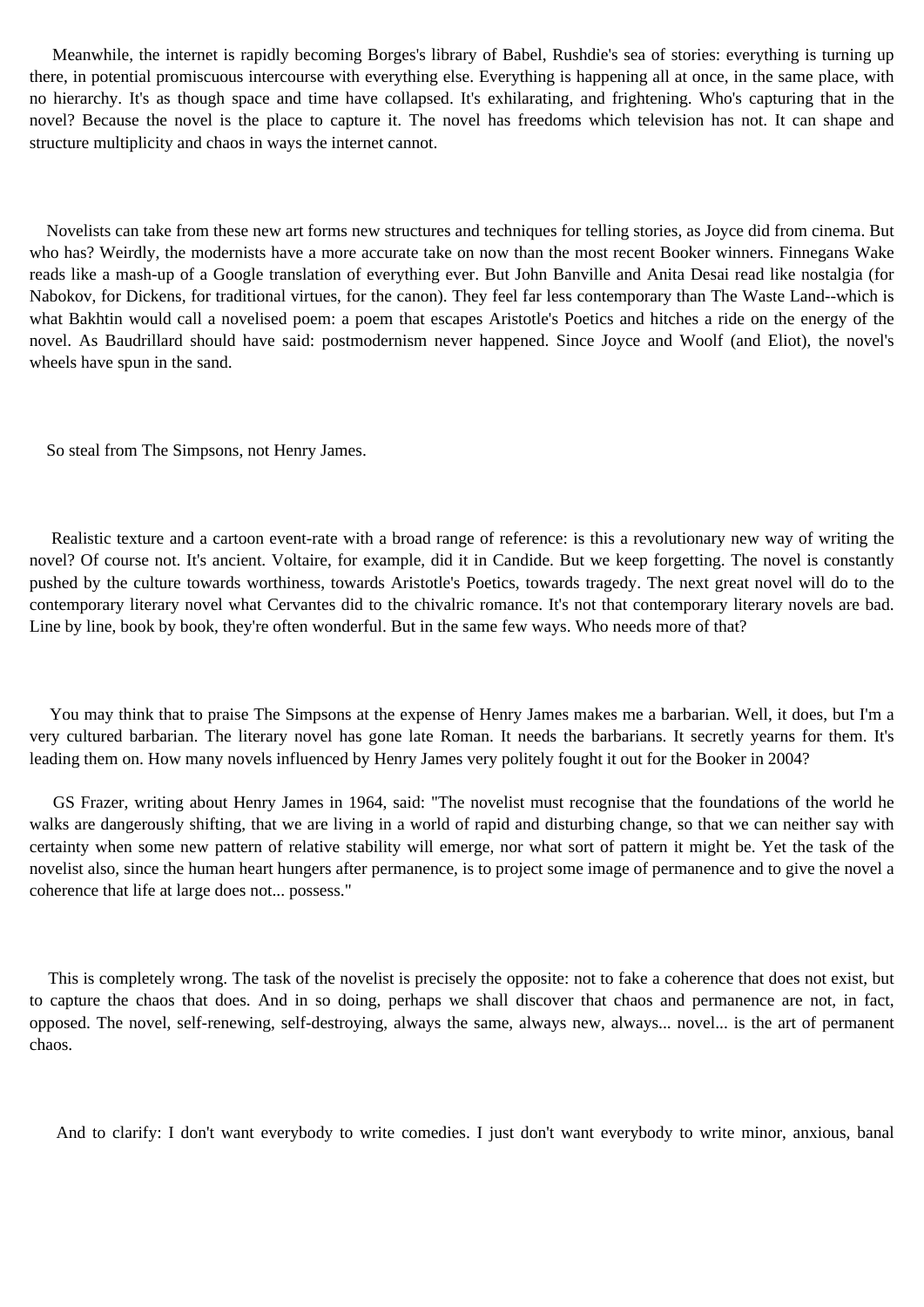Meanwhile, the internet is rapidly becoming Borges's library of Babel, Rushdie's sea of stories: everything is turning up there, in potential promiscuous intercourse with everything else. Everything is happening all at once, in the same place, with no hierarchy. It's as though space and time have collapsed. It's exhilarating, and frightening. Who's capturing that in the novel? Because the novel is the place to capture it. The novel has freedoms which television has not. It can shape and structure multiplicity and chaos in ways the internet cannot.

Novelists can take from these new art forms new structures and techniques for telling stories, as Joyce did from cinema. But who has? Weirdly, the modernists have a more accurate take on now than the most recent Booker winners. Finnegans Wake reads like a mash-up of a Google translation of everything ever. But John Banville and Anita Desai read like nostalgia (for Nabokov, for Dickens, for traditional virtues, for the canon). They feel far less contemporary than The Waste Land--which is what Bakhtin would call a novelised poem: a poem that escapes Aristotle's Poetics and hitches a ride on the energy of the novel. As Baudrillard should have said: postmodernism never happened. Since Joyce and Woolf (and Eliot), the novel's wheels have spun in the sand.

So steal from The Simpsons, not Henry James.

Realistic texture and a cartoon event-rate with a broad range of reference: is this a revolutionary new way of writing the novel? Of course not. It's ancient. Voltaire, for example, did it in Candide. But we keep forgetting. The novel is constantly pushed by the culture towards worthiness, towards Aristotle's Poetics, towards tragedy. The next great novel will do to the contemporary literary novel what Cervantes did to the chivalric romance. It's not that contemporary literary novels are bad. Line by line, book by book, they're often wonderful. But in the same few ways. Who needs more of that?

You may think that to praise The Simpsons at the expense of Henry James makes me a barbarian. Well, it does, but I'm a very cultured barbarian. The literary novel has gone late Roman. It needs the barbarians. It secretly yearns for them. It's leading them on. How many novels influenced by Henry James very politely fought it out for the Booker in 2004?

GS Frazer, writing about Henry James in 1964, said: "The novelist must recognise that the foundations of the world he walks are dangerously shifting, that we are living in a world of rapid and disturbing change, so that we can neither say with certainty when some new pattern of relative stability will emerge, nor what sort of pattern it might be. Yet the task of the novelist also, since the human heart hungers after permanence, is to project some image of permanence and to give the novel a coherence that life at large does not... possess."

This is completely wrong. The task of the novelist is precisely the opposite: not to fake a coherence that does not exist, but to capture the chaos that does. And in so doing, perhaps we shall discover that chaos and permanence are not, in fact, opposed. The novel, self-renewing, self-destroying, always the same, always new, always... novel... is the art of permanent chaos.

And to clarify: I don't want everybody to write comedies. I just don't want everybody to write minor, anxious, banal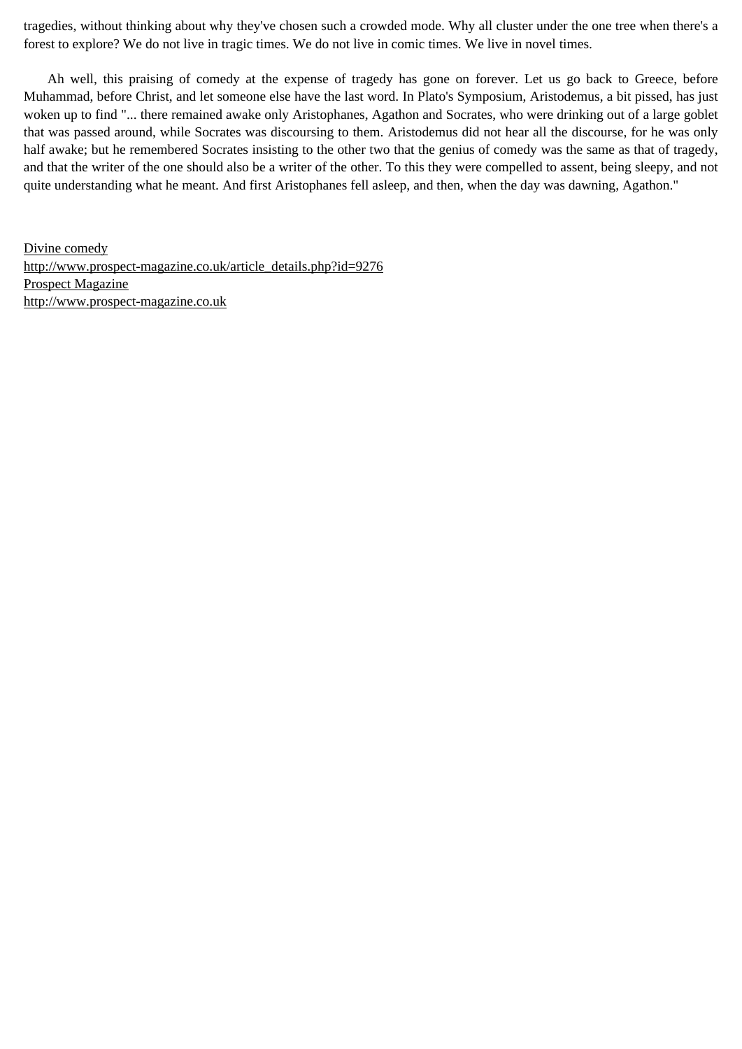tragedies, without thinking about why they've chosen such a crowded mode. Why all cluster under the one tree when there's a forest to explore? We do not live in tragic times. We do not live in comic times. We live in novel times.

Ah well, this praising of comedy at the expense of tragedy has gone on forever. Let us go back to Greece, before Muhammad, before Christ, and let someone else have the last word. In Plato's Symposium, Aristodemus, a bit pissed, has just woken up to find "... there remained awake only Aristophanes, Agathon and Socrates, who were drinking out of a large goblet that was passed around, while Socrates was discoursing to them. Aristodemus did not hear all the discourse, for he was only half awake; but he remembered Socrates insisting to the other two that the genius of comedy was the same as that of tragedy, and that the writer of the one should also be a writer of the other. To this they were compelled to assent, being sleepy, and not quite understanding what he meant. And first Aristophanes fell asleep, and then, when the day was dawning, Agathon."

Divine comedy
http://www.prospect-magazine.co.uk/article_details.php?id=9276
Prospect Magazine
http://www.prospect-magazine.co.uk